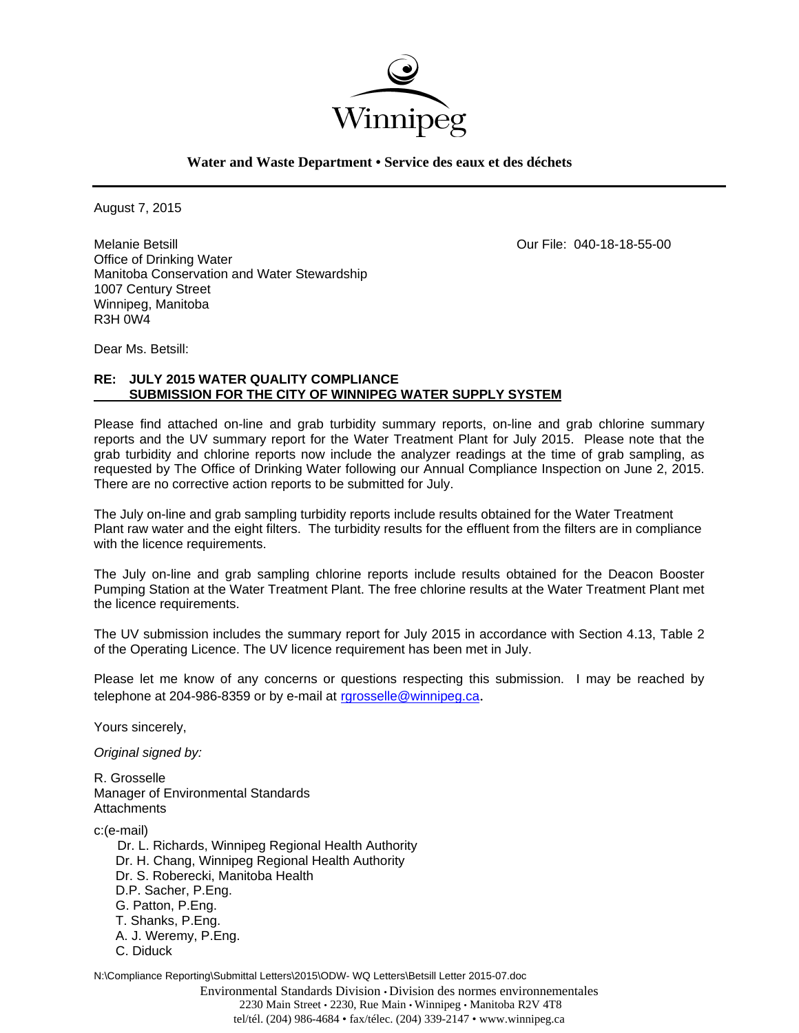Winnipeg

**Water and Waste Department • Service des eaux et des déchets**

August 7, 2015

Melanie Betsill
Office of Drinking Water
Manitoba Conservation and Water Stewardship
1007 Century Street
Winnipeg, Manitoba
R3H 0W4

Our File: 040-18-18-55-00

Dear Ms. Betsill:

**RE: JULY 2015 WATER QUALITY COMPLIANCE**
**SUBMISSION FOR THE CITY OF WINNIPEG WATER SUPPLY SYSTEM**

Please find attached on-line and grab turbidity summary reports, on-line and grab chlorine summary reports and the UV summary report for the Water Treatment Plant for July 2015. Please note that the grab turbidity and chlorine reports now include the analyzer readings at the time of grab sampling, as requested by The Office of Drinking Water following our Annual Compliance Inspection on June 2, 2015. There are no corrective action reports to be submitted for July.

The July on-line and grab sampling turbidity reports include results obtained for the Water Treatment Plant raw water and the eight filters. The turbidity results for the effluent from the filters are in compliance with the licence requirements.

The July on-line and grab sampling chlorine reports include results obtained for the Deacon Booster Pumping Station at the Water Treatment Plant. The free chlorine results at the Water Treatment Plant met the licence requirements.

The UV submission includes the summary report for July 2015 in accordance with Section 4.13, Table 2 of the Operating Licence. The UV licence requirement has been met in July.

Please let me know of any concerns or questions respecting this submission. I may be reached by telephone at 204-986-8359 or by e-mail at rgrosselle@winnipeg.ca.

Yours sincerely,

*Original signed by:*

R. Grosselle
Manager of Environmental Standards
Attachments

c:(e-mail)
Dr. L. Richards, Winnipeg Regional Health Authority
Dr. H. Chang, Winnipeg Regional Health Authority
Dr. S. Roberecki, Manitoba Health
D.P. Sacher, P.Eng.
G. Patton, P.Eng.
T. Shanks, P.Eng.
A. J. Weremy, P.Eng.
C. Diduck

N:\Compliance Reporting\Submittal Letters\2015\ODW- WQ Letters\Betsill Letter 2015-07.doc

Environmental Standards Division • Division des normes environnementales
2230 Main Street • 2230, Rue Main • Winnipeg • Manitoba R2V 4T8
tel/tél. (204) 986-4684 • fax/télec. (204) 339-2147 • www.winnipeg.ca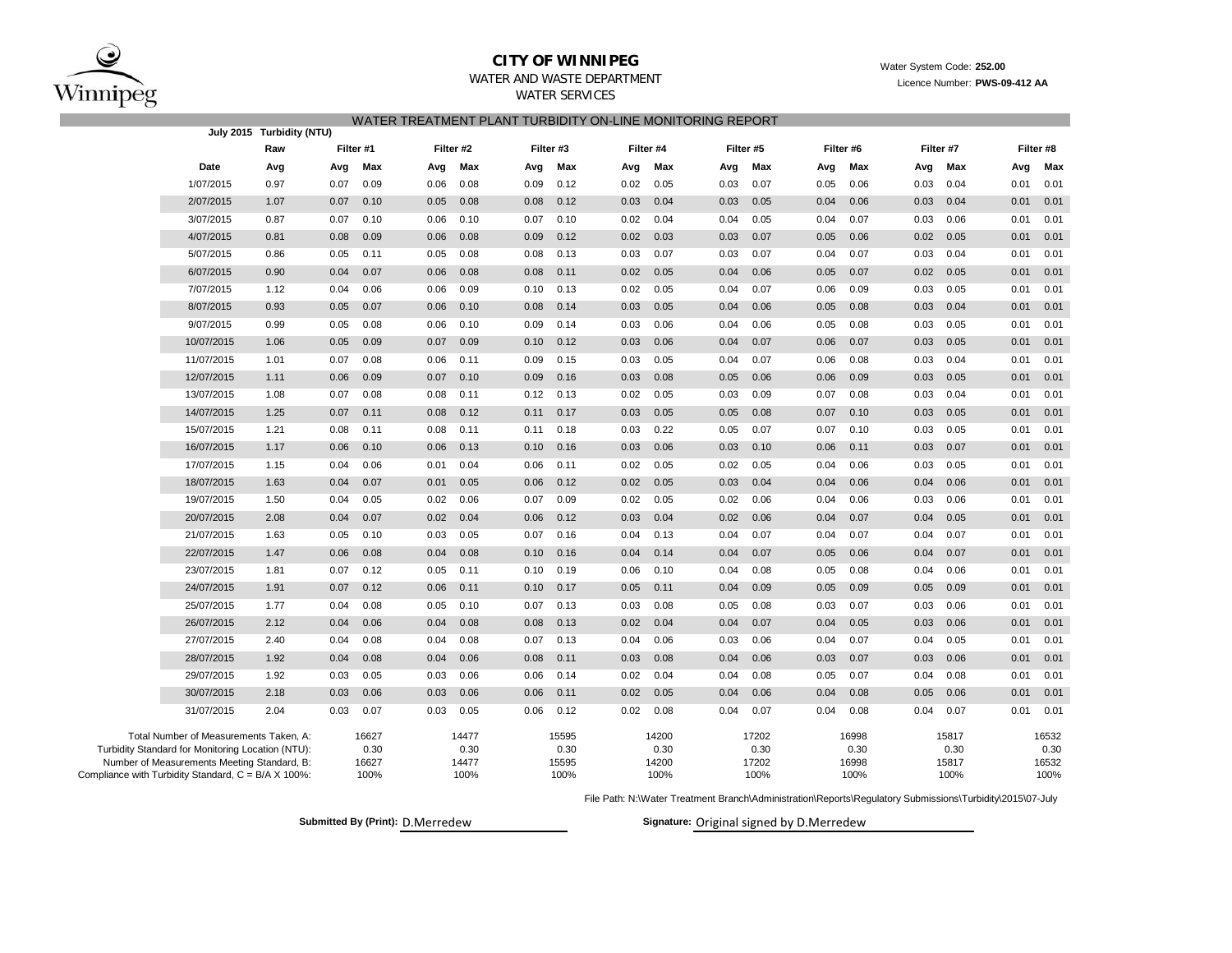# CITY OF WINNIPEG

WATER AND WASTE DEPARTMENT

WATER SERVICES

Water System Code: **252.00**

Licence Number: **PWS-09-412 AA**

## WATER TREATMENT PLANT TURBIDITY ON-LINE MONITORING REPORT

| July 2015 | Turbidity (NTU) | | | | | | | | | | | | | | | | |
|---|---|---|---|---|---|---|---|---|---|---|---|---|---|---|---|---|---|
| | Raw | Filter #1 | | Filter #2 | | Filter #3 | | Filter #4 | | Filter #5 | | Filter #6 | | Filter #7 | | Filter #8 | |
| Date | Avg | Avg | Max | Avg | Max | Avg | Max | Avg | Max | Avg | Max | Avg | Max | Avg | Max | Avg | Max |
| 1/07/2015 | 0.97 | 0.07 | 0.09 | 0.06 | 0.08 | 0.09 | 0.12 | 0.02 | 0.05 | 0.03 | 0.07 | 0.05 | 0.06 | 0.03 | 0.04 | 0.01 | 0.01 |
| 2/07/2015 | 1.07 | 0.07 | 0.10 | 0.05 | 0.08 | 0.08 | 0.12 | 0.03 | 0.04 | 0.03 | 0.05 | 0.04 | 0.06 | 0.03 | 0.04 | 0.01 | 0.01 |
| 3/07/2015 | 0.87 | 0.07 | 0.10 | 0.06 | 0.10 | 0.07 | 0.10 | 0.02 | 0.04 | 0.04 | 0.05 | 0.04 | 0.07 | 0.03 | 0.06 | 0.01 | 0.01 |
| 4/07/2015 | 0.81 | 0.08 | 0.09 | 0.06 | 0.08 | 0.09 | 0.12 | 0.02 | 0.03 | 0.03 | 0.07 | 0.05 | 0.06 | 0.02 | 0.05 | 0.01 | 0.01 |
| 5/07/2015 | 0.86 | 0.05 | 0.11 | 0.05 | 0.08 | 0.08 | 0.13 | 0.03 | 0.07 | 0.03 | 0.07 | 0.04 | 0.07 | 0.03 | 0.04 | 0.01 | 0.01 |
| 6/07/2015 | 0.90 | 0.04 | 0.07 | 0.06 | 0.08 | 0.08 | 0.11 | 0.02 | 0.05 | 0.04 | 0.06 | 0.05 | 0.07 | 0.02 | 0.05 | 0.01 | 0.01 |
| 7/07/2015 | 1.12 | 0.04 | 0.06 | 0.06 | 0.09 | 0.10 | 0.13 | 0.02 | 0.05 | 0.04 | 0.07 | 0.06 | 0.09 | 0.03 | 0.05 | 0.01 | 0.01 |
| 8/07/2015 | 0.93 | 0.05 | 0.07 | 0.06 | 0.10 | 0.08 | 0.14 | 0.03 | 0.05 | 0.04 | 0.06 | 0.05 | 0.08 | 0.03 | 0.04 | 0.01 | 0.01 |
| 9/07/2015 | 0.99 | 0.05 | 0.08 | 0.06 | 0.10 | 0.09 | 0.14 | 0.03 | 0.06 | 0.04 | 0.06 | 0.05 | 0.08 | 0.03 | 0.05 | 0.01 | 0.01 |
| 10/07/2015 | 1.06 | 0.05 | 0.09 | 0.07 | 0.09 | 0.10 | 0.12 | 0.03 | 0.06 | 0.04 | 0.07 | 0.06 | 0.07 | 0.03 | 0.05 | 0.01 | 0.01 |
| 11/07/2015 | 1.01 | 0.07 | 0.08 | 0.06 | 0.11 | 0.09 | 0.15 | 0.03 | 0.05 | 0.04 | 0.07 | 0.06 | 0.08 | 0.03 | 0.04 | 0.01 | 0.01 |
| 12/07/2015 | 1.11 | 0.06 | 0.09 | 0.07 | 0.10 | 0.09 | 0.16 | 0.03 | 0.08 | 0.05 | 0.06 | 0.06 | 0.09 | 0.03 | 0.05 | 0.01 | 0.01 |
| 13/07/2015 | 1.08 | 0.07 | 0.08 | 0.08 | 0.11 | 0.12 | 0.13 | 0.02 | 0.05 | 0.03 | 0.09 | 0.07 | 0.08 | 0.03 | 0.04 | 0.01 | 0.01 |
| 14/07/2015 | 1.25 | 0.07 | 0.11 | 0.08 | 0.12 | 0.11 | 0.17 | 0.03 | 0.05 | 0.05 | 0.08 | 0.07 | 0.10 | 0.03 | 0.05 | 0.01 | 0.01 |
| 15/07/2015 | 1.21 | 0.08 | 0.11 | 0.08 | 0.11 | 0.11 | 0.18 | 0.03 | 0.22 | 0.05 | 0.07 | 0.07 | 0.10 | 0.03 | 0.05 | 0.01 | 0.01 |
| 16/07/2015 | 1.17 | 0.06 | 0.10 | 0.06 | 0.13 | 0.10 | 0.16 | 0.03 | 0.06 | 0.03 | 0.10 | 0.06 | 0.11 | 0.03 | 0.07 | 0.01 | 0.01 |
| 17/07/2015 | 1.15 | 0.04 | 0.06 | 0.01 | 0.04 | 0.06 | 0.11 | 0.02 | 0.05 | 0.02 | 0.05 | 0.04 | 0.06 | 0.03 | 0.05 | 0.01 | 0.01 |
| 18/07/2015 | 1.63 | 0.04 | 0.07 | 0.01 | 0.05 | 0.06 | 0.12 | 0.02 | 0.05 | 0.03 | 0.04 | 0.04 | 0.06 | 0.04 | 0.06 | 0.01 | 0.01 |
| 19/07/2015 | 1.50 | 0.04 | 0.05 | 0.02 | 0.06 | 0.07 | 0.09 | 0.02 | 0.05 | 0.02 | 0.06 | 0.04 | 0.06 | 0.03 | 0.06 | 0.01 | 0.01 |
| 20/07/2015 | 2.08 | 0.04 | 0.07 | 0.02 | 0.04 | 0.06 | 0.12 | 0.03 | 0.04 | 0.02 | 0.06 | 0.04 | 0.07 | 0.04 | 0.05 | 0.01 | 0.01 |
| 21/07/2015 | 1.63 | 0.05 | 0.10 | 0.03 | 0.05 | 0.07 | 0.16 | 0.04 | 0.13 | 0.04 | 0.07 | 0.04 | 0.07 | 0.04 | 0.07 | 0.01 | 0.01 |
| 22/07/2015 | 1.47 | 0.06 | 0.08 | 0.04 | 0.08 | 0.10 | 0.16 | 0.04 | 0.14 | 0.04 | 0.07 | 0.05 | 0.06 | 0.04 | 0.07 | 0.01 | 0.01 |
| 23/07/2015 | 1.81 | 0.07 | 0.12 | 0.05 | 0.11 | 0.10 | 0.19 | 0.06 | 0.10 | 0.04 | 0.08 | 0.05 | 0.08 | 0.04 | 0.06 | 0.01 | 0.01 |
| 24/07/2015 | 1.91 | 0.07 | 0.12 | 0.06 | 0.11 | 0.10 | 0.17 | 0.05 | 0.11 | 0.04 | 0.09 | 0.05 | 0.09 | 0.05 | 0.09 | 0.01 | 0.01 |
| 25/07/2015 | 1.77 | 0.04 | 0.08 | 0.05 | 0.10 | 0.07 | 0.13 | 0.03 | 0.08 | 0.05 | 0.08 | 0.03 | 0.07 | 0.03 | 0.06 | 0.01 | 0.01 |
| 26/07/2015 | 2.12 | 0.04 | 0.06 | 0.04 | 0.08 | 0.08 | 0.13 | 0.02 | 0.04 | 0.04 | 0.07 | 0.04 | 0.05 | 0.03 | 0.06 | 0.01 | 0.01 |
| 27/07/2015 | 2.40 | 0.04 | 0.08 | 0.04 | 0.08 | 0.07 | 0.13 | 0.04 | 0.06 | 0.03 | 0.06 | 0.04 | 0.07 | 0.04 | 0.05 | 0.01 | 0.01 |
| 28/07/2015 | 1.92 | 0.04 | 0.08 | 0.04 | 0.06 | 0.08 | 0.11 | 0.03 | 0.08 | 0.04 | 0.06 | 0.03 | 0.07 | 0.03 | 0.06 | 0.01 | 0.01 |
| 29/07/2015 | 1.92 | 0.03 | 0.05 | 0.03 | 0.06 | 0.06 | 0.14 | 0.02 | 0.04 | 0.04 | 0.08 | 0.05 | 0.07 | 0.04 | 0.08 | 0.01 | 0.01 |
| 30/07/2015 | 2.18 | 0.03 | 0.06 | 0.03 | 0.06 | 0.06 | 0.11 | 0.02 | 0.05 | 0.04 | 0.06 | 0.04 | 0.08 | 0.05 | 0.06 | 0.01 | 0.01 |
| 31/07/2015 | 2.04 | 0.03 | 0.07 | 0.03 | 0.05 | 0.06 | 0.12 | 0.02 | 0.08 | 0.04 | 0.07 | 0.04 | 0.08 | 0.04 | 0.07 | 0.01 | 0.01 |
| Total Number of Measurements Taken, A: | | | 16627 | | 14477 | | 15595 | | 14200 | | 17202 | | 16998 | | 15817 | | 16532 |
| Turbidity Standard for Monitoring Location (NTU): | | | 0.30 | | 0.30 | | 0.30 | | 0.30 | | 0.30 | | 0.30 | | 0.30 | | 0.30 |
| Number of Measurements Meeting Standard, B: | | | 16627 | | 14477 | | 15595 | | 14200 | | 17202 | | 16998 | | 15817 | | 16532 |
| Compliance with Turbidity Standard, C = B/A X 100%: | | | 100% | | 100% | | 100% | | 100% | | 100% | | 100% | | 100% | | 100% |

File Path: N:\Water Treatment Branch\Administration\Reports\Regulatory Submissions\Turbidity\2015\07-July

**Submitted By (Print):** D.Merredew

**Signature:** Original signed by D.Merredew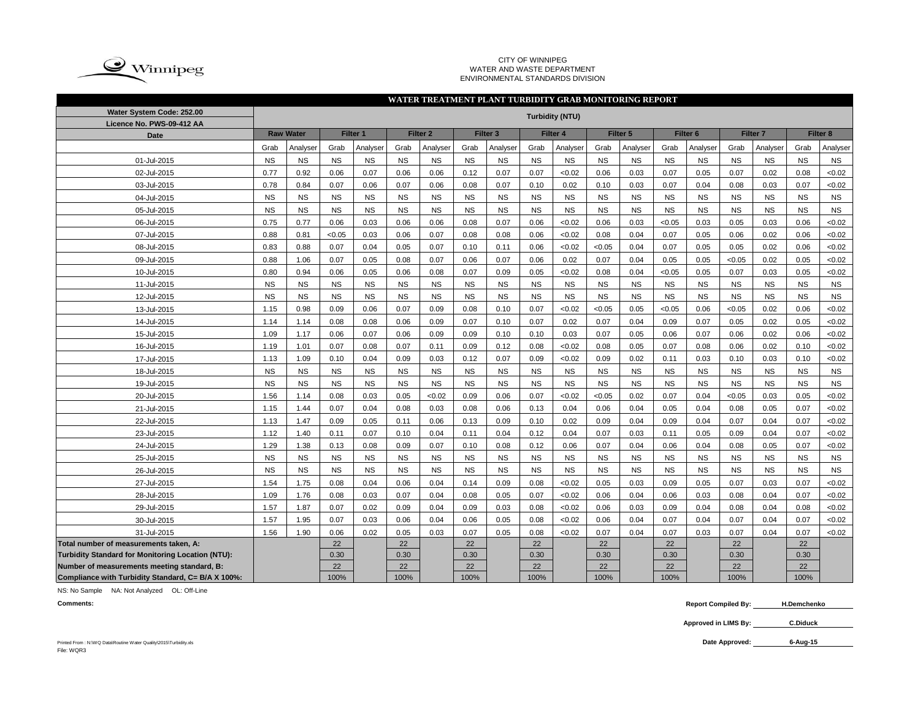CITY OF WINNIPEG
WATER AND WASTE DEPARTMENT
ENVIRONMENTAL STANDARDS DIVISION

## WATER TREATMENT PLANT TURBIDITY GRAB MONITORING REPORT

| Water System Code: 252.00 / Licence No. PWS-09-412 AA | Turbidity (NTU) | | | | | | | | | | | | | | | | | |
|---|---|---|---|---|---|---|---|---|---|---|---|---|---|---|---|---|---|---|
| Date | Raw Water | | Filter 1 | | Filter 2 | | Filter 3 | | Filter 4 | | Filter 5 | | Filter 6 | | Filter 7 | | Filter 8 | |
| | Grab | Analyser | Grab | Analyser | Grab | Analyser | Grab | Analyser | Grab | Analyser | Grab | Analyser | Grab | Analyser | Grab | Analyser | Grab | Analyser |
| 01-Jul-2015 | NS | NS | NS | NS | NS | NS | NS | NS | NS | NS | NS | NS | NS | NS | NS | NS | NS | NS |
| 02-Jul-2015 | 0.77 | 0.92 | 0.06 | 0.07 | 0.06 | 0.06 | 0.12 | 0.07 | 0.07 | <0.02 | 0.06 | 0.03 | 0.07 | 0.05 | 0.07 | 0.02 | 0.08 | <0.02 |
| 03-Jul-2015 | 0.78 | 0.84 | 0.07 | 0.06 | 0.07 | 0.06 | 0.08 | 0.07 | 0.10 | 0.02 | 0.10 | 0.03 | 0.07 | 0.04 | 0.08 | 0.03 | 0.07 | <0.02 |
| 04-Jul-2015 | NS | NS | NS | NS | NS | NS | NS | NS | NS | NS | NS | NS | NS | NS | NS | NS | NS | NS |
| 05-Jul-2015 | NS | NS | NS | NS | NS | NS | NS | NS | NS | NS | NS | NS | NS | NS | NS | NS | NS | NS |
| 06-Jul-2015 | 0.75 | 0.77 | 0.06 | 0.03 | 0.06 | 0.06 | 0.08 | 0.07 | 0.06 | <0.02 | 0.06 | 0.03 | <0.05 | 0.03 | 0.05 | 0.03 | 0.06 | <0.02 |
| 07-Jul-2015 | 0.88 | 0.81 | <0.05 | 0.03 | 0.06 | 0.07 | 0.08 | 0.08 | 0.06 | <0.02 | 0.08 | 0.04 | 0.07 | 0.05 | 0.06 | 0.02 | 0.06 | <0.02 |
| 08-Jul-2015 | 0.83 | 0.88 | 0.07 | 0.04 | 0.05 | 0.07 | 0.10 | 0.11 | 0.06 | <0.02 | <0.05 | 0.04 | 0.07 | 0.05 | 0.05 | 0.02 | 0.06 | <0.02 |
| 09-Jul-2015 | 0.88 | 1.06 | 0.07 | 0.05 | 0.08 | 0.07 | 0.06 | 0.07 | 0.06 | 0.02 | 0.07 | 0.04 | 0.05 | 0.05 | <0.05 | 0.02 | 0.05 | <0.02 |
| 10-Jul-2015 | 0.80 | 0.94 | 0.06 | 0.05 | 0.06 | 0.08 | 0.07 | 0.09 | 0.05 | <0.02 | 0.08 | 0.04 | <0.05 | 0.05 | 0.07 | 0.03 | 0.05 | <0.02 |
| 11-Jul-2015 | NS | NS | NS | NS | NS | NS | NS | NS | NS | NS | NS | NS | NS | NS | NS | NS | NS | NS |
| 12-Jul-2015 | NS | NS | NS | NS | NS | NS | NS | NS | NS | NS | NS | NS | NS | NS | NS | NS | NS | NS |
| 13-Jul-2015 | 1.15 | 0.98 | 0.09 | 0.06 | 0.07 | 0.09 | 0.08 | 0.10 | 0.07 | <0.02 | <0.05 | 0.05 | <0.05 | 0.06 | <0.05 | 0.02 | 0.06 | <0.02 |
| 14-Jul-2015 | 1.14 | 1.14 | 0.08 | 0.08 | 0.06 | 0.09 | 0.07 | 0.10 | 0.07 | 0.02 | 0.07 | 0.04 | 0.09 | 0.07 | 0.05 | 0.02 | 0.05 | <0.02 |
| 15-Jul-2015 | 1.09 | 1.17 | 0.06 | 0.07 | 0.06 | 0.09 | 0.09 | 0.10 | 0.10 | 0.03 | 0.07 | 0.05 | 0.06 | 0.07 | 0.06 | 0.02 | 0.06 | <0.02 |
| 16-Jul-2015 | 1.19 | 1.01 | 0.07 | 0.08 | 0.07 | 0.11 | 0.09 | 0.12 | 0.08 | <0.02 | 0.08 | 0.05 | 0.07 | 0.08 | 0.06 | 0.02 | 0.10 | <0.02 |
| 17-Jul-2015 | 1.13 | 1.09 | 0.10 | 0.04 | 0.09 | 0.03 | 0.12 | 0.07 | 0.09 | <0.02 | 0.09 | 0.02 | 0.11 | 0.03 | 0.10 | 0.03 | 0.10 | <0.02 |
| 18-Jul-2015 | NS | NS | NS | NS | NS | NS | NS | NS | NS | NS | NS | NS | NS | NS | NS | NS | NS | NS |
| 19-Jul-2015 | NS | NS | NS | NS | NS | NS | NS | NS | NS | NS | NS | NS | NS | NS | NS | NS | NS | NS |
| 20-Jul-2015 | 1.56 | 1.14 | 0.08 | 0.03 | 0.05 | <0.02 | 0.09 | 0.06 | 0.07 | <0.02 | <0.05 | 0.02 | 0.07 | 0.04 | <0.05 | 0.03 | 0.05 | <0.02 |
| 21-Jul-2015 | 1.15 | 1.44 | 0.07 | 0.04 | 0.08 | 0.03 | 0.08 | 0.06 | 0.13 | 0.04 | 0.06 | 0.04 | 0.05 | 0.04 | 0.08 | 0.05 | 0.07 | <0.02 |
| 22-Jul-2015 | 1.13 | 1.47 | 0.09 | 0.05 | 0.11 | 0.06 | 0.13 | 0.09 | 0.10 | 0.02 | 0.09 | 0.04 | 0.09 | 0.04 | 0.07 | 0.04 | 0.07 | <0.02 |
| 23-Jul-2015 | 1.12 | 1.40 | 0.11 | 0.07 | 0.10 | 0.04 | 0.11 | 0.04 | 0.12 | 0.04 | 0.07 | 0.03 | 0.11 | 0.05 | 0.09 | 0.04 | 0.07 | <0.02 |
| 24-Jul-2015 | 1.29 | 1.38 | 0.13 | 0.08 | 0.09 | 0.07 | 0.10 | 0.08 | 0.12 | 0.06 | 0.07 | 0.04 | 0.06 | 0.04 | 0.08 | 0.05 | 0.07 | <0.02 |
| 25-Jul-2015 | NS | NS | NS | NS | NS | NS | NS | NS | NS | NS | NS | NS | NS | NS | NS | NS | NS | NS |
| 26-Jul-2015 | NS | NS | NS | NS | NS | NS | NS | NS | NS | NS | NS | NS | NS | NS | NS | NS | NS | NS |
| 27-Jul-2015 | 1.54 | 1.75 | 0.08 | 0.04 | 0.06 | 0.04 | 0.14 | 0.09 | 0.08 | <0.02 | 0.05 | 0.03 | 0.09 | 0.05 | 0.07 | 0.03 | 0.07 | <0.02 |
| 28-Jul-2015 | 1.09 | 1.76 | 0.08 | 0.03 | 0.07 | 0.04 | 0.08 | 0.05 | 0.07 | <0.02 | 0.06 | 0.04 | 0.06 | 0.03 | 0.08 | 0.04 | 0.07 | <0.02 |
| 29-Jul-2015 | 1.57 | 1.87 | 0.07 | 0.02 | 0.09 | 0.04 | 0.09 | 0.03 | 0.08 | <0.02 | 0.06 | 0.03 | 0.09 | 0.04 | 0.08 | 0.04 | 0.08 | <0.02 |
| 30-Jul-2015 | 1.57 | 1.95 | 0.07 | 0.03 | 0.06 | 0.04 | 0.06 | 0.05 | 0.08 | <0.02 | 0.06 | 0.04 | 0.07 | 0.04 | 0.07 | 0.04 | 0.07 | <0.02 |
| 31-Jul-2015 | 1.56 | 1.90 | 0.06 | 0.02 | 0.05 | 0.03 | 0.07 | 0.05 | 0.08 | <0.02 | 0.07 | 0.04 | 0.07 | 0.03 | 0.07 | 0.04 | 0.07 | <0.02 |
| Total number of measurements taken, A: | | | 22 | | 22 | | 22 | | 22 | | 22 | | 22 | | 22 | | 22 | |
| Turbidity Standard for Monitoring Location (NTU): | | | 0.30 | | 0.30 | | 0.30 | | 0.30 | | 0.30 | | 0.30 | | 0.30 | | 0.30 | |
| Number of measurements meeting standard, B: | | | 22 | | 22 | | 22 | | 22 | | 22 | | 22 | | 22 | | 22 | |
| Compliance with Turbidity Standard, C= B/A X 100%: | | | 100% | | 100% | | 100% | | 100% | | 100% | | 100% | | 100% | | 100% | |

NS: No Sample NA: Not Analyzed OL: Off-Line

**Comments:**

**Report Compiled By:** H.Demchenko

**Approved in LIMS By:** C.Diduck

**Date Approved:** 6-Aug-15

Printed From : N:\WQ Data\Routine Water Quality\2015\Turbidity.xls
File: WQR3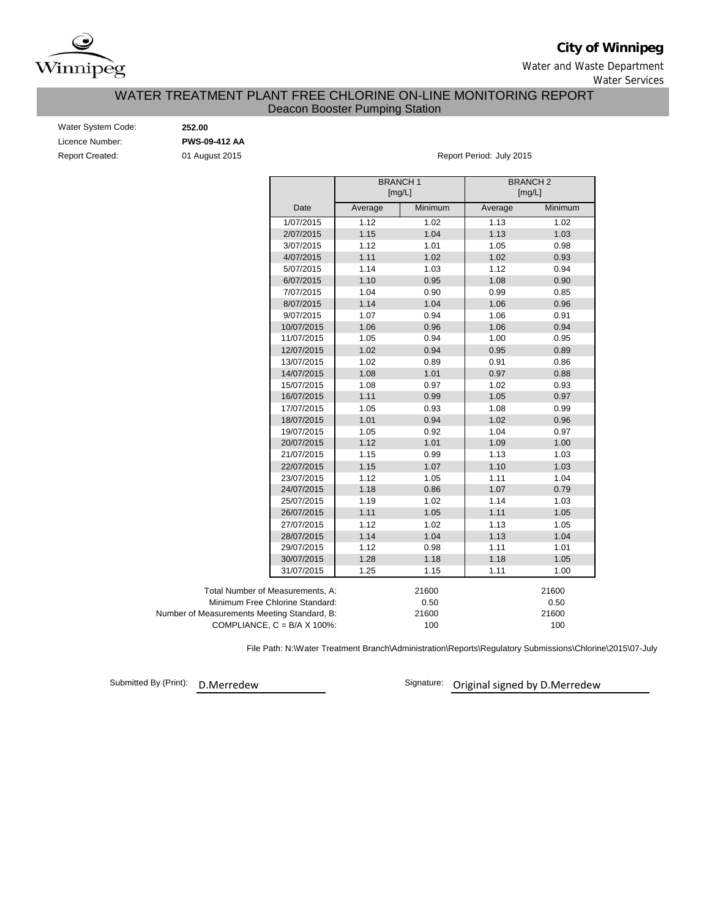**City of Winnipeg**

Water and Waste Department

Water Services

# WATER TREATMENT PLANT FREE CHLORINE ON-LINE MONITORING REPORT

## Deacon Booster Pumping Station

Water System Code: **252.00**

Licence Number: **PWS-09-412 AA**

Report Created: 01 August 2015

Report Period: July 2015

| | BRANCH 1 [mg/L] | | BRANCH 2 [mg/L] | |
|---|---|---|---|---|
| Date | Average | Minimum | Average | Minimum |
| 1/07/2015 | 1.12 | 1.02 | 1.13 | 1.02 |
| 2/07/2015 | 1.15 | 1.04 | 1.13 | 1.03 |
| 3/07/2015 | 1.12 | 1.01 | 1.05 | 0.98 |
| 4/07/2015 | 1.11 | 1.02 | 1.02 | 0.93 |
| 5/07/2015 | 1.14 | 1.03 | 1.12 | 0.94 |
| 6/07/2015 | 1.10 | 0.95 | 1.08 | 0.90 |
| 7/07/2015 | 1.04 | 0.90 | 0.99 | 0.85 |
| 8/07/2015 | 1.14 | 1.04 | 1.06 | 0.96 |
| 9/07/2015 | 1.07 | 0.94 | 1.06 | 0.91 |
| 10/07/2015 | 1.06 | 0.96 | 1.06 | 0.94 |
| 11/07/2015 | 1.05 | 0.94 | 1.00 | 0.95 |
| 12/07/2015 | 1.02 | 0.94 | 0.95 | 0.89 |
| 13/07/2015 | 1.02 | 0.89 | 0.91 | 0.86 |
| 14/07/2015 | 1.08 | 1.01 | 0.97 | 0.88 |
| 15/07/2015 | 1.08 | 0.97 | 1.02 | 0.93 |
| 16/07/2015 | 1.11 | 0.99 | 1.05 | 0.97 |
| 17/07/2015 | 1.05 | 0.93 | 1.08 | 0.99 |
| 18/07/2015 | 1.01 | 0.94 | 1.02 | 0.96 |
| 19/07/2015 | 1.05 | 0.92 | 1.04 | 0.97 |
| 20/07/2015 | 1.12 | 1.01 | 1.09 | 1.00 |
| 21/07/2015 | 1.15 | 0.99 | 1.13 | 1.03 |
| 22/07/2015 | 1.15 | 1.07 | 1.10 | 1.03 |
| 23/07/2015 | 1.12 | 1.05 | 1.11 | 1.04 |
| 24/07/2015 | 1.18 | 0.86 | 1.07 | 0.79 |
| 25/07/2015 | 1.19 | 1.02 | 1.14 | 1.03 |
| 26/07/2015 | 1.11 | 1.05 | 1.11 | 1.05 |
| 27/07/2015 | 1.12 | 1.02 | 1.13 | 1.05 |
| 28/07/2015 | 1.14 | 1.04 | 1.13 | 1.04 |
| 29/07/2015 | 1.12 | 0.98 | 1.11 | 1.01 |
| 30/07/2015 | 1.28 | 1.18 | 1.18 | 1.05 |
| 31/07/2015 | 1.25 | 1.15 | 1.11 | 1.00 |

| | Branch 1 | Branch 2 |
|---|---|---|
| Total Number of Measurements, A: | 21600 | 21600 |
| Minimum Free Chlorine Standard: | 0.50 | 0.50 |
| Number of Measurements Meeting Standard, B: | 21600 | 21600 |
| COMPLIANCE, C = B/A X 100%: | 100 | 100 |

File Path: N:\Water Treatment Branch\Administration\Reports\Regulatory Submissions\Chlorine\2015\07-July

Submitted By (Print): D.Merredew

Signature: Original signed by D.Merredew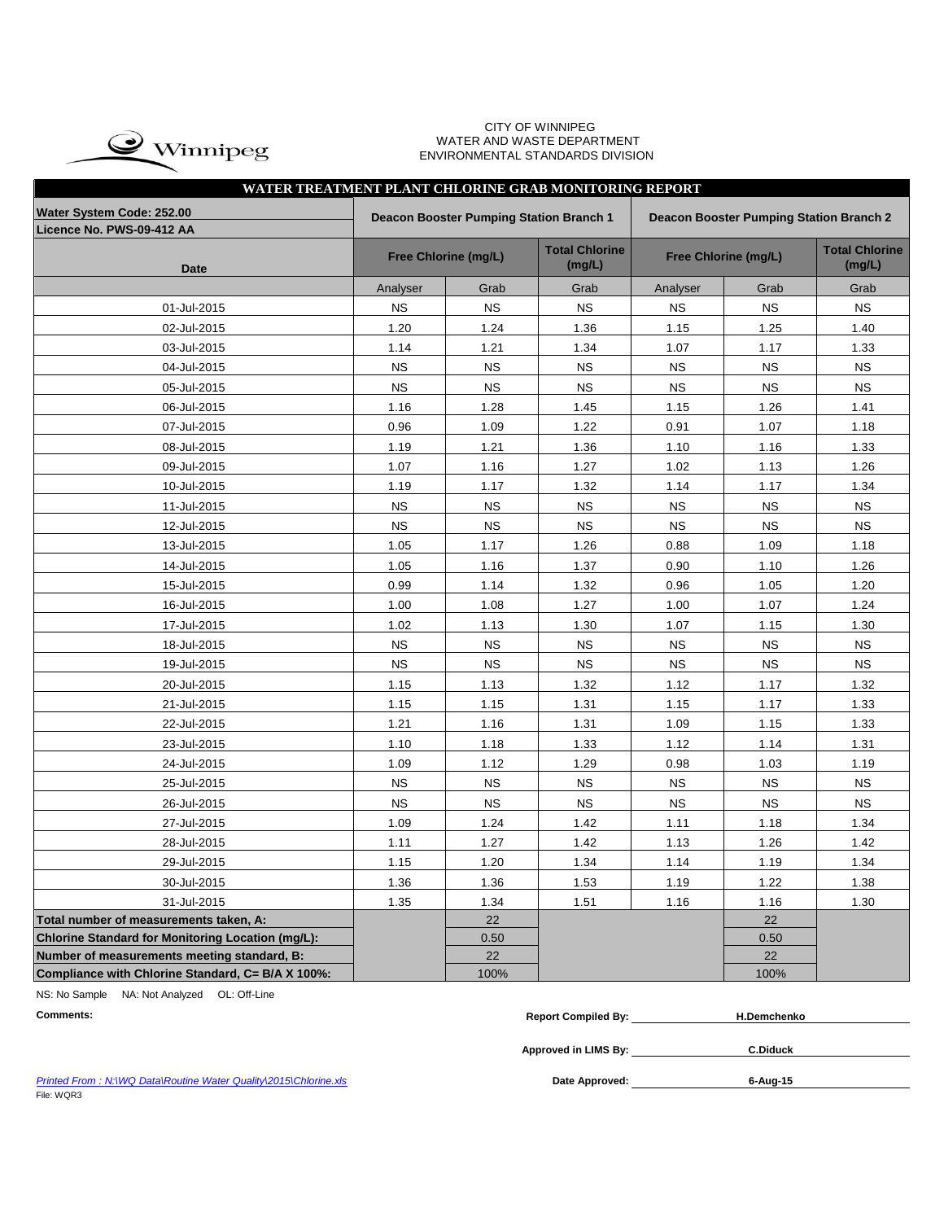CITY OF WINNIPEG
WATER AND WASTE DEPARTMENT
ENVIRONMENTAL STANDARDS DIVISION

## WATER TREATMENT PLANT CHLORINE GRAB MONITORING REPORT

| Water System Code: 252.00<br>Licence No. PWS-09-412 AA | Deacon Booster Pumping Station Branch 1 | | | Deacon Booster Pumping Station Branch 2 | | |
|---|---|---|---|---|---|---|
| Date | Free Chlorine (mg/L) | | Total Chlorine (mg/L) | Free Chlorine (mg/L) | | Total Chlorine (mg/L) |
| | Analyser | Grab | Grab | Analyser | Grab | Grab |
| 01-Jul-2015 | NS | NS | NS | NS | NS | NS |
| 02-Jul-2015 | 1.20 | 1.24 | 1.36 | 1.15 | 1.25 | 1.40 |
| 03-Jul-2015 | 1.14 | 1.21 | 1.34 | 1.07 | 1.17 | 1.33 |
| 04-Jul-2015 | NS | NS | NS | NS | NS | NS |
| 05-Jul-2015 | NS | NS | NS | NS | NS | NS |
| 06-Jul-2015 | 1.16 | 1.28 | 1.45 | 1.15 | 1.26 | 1.41 |
| 07-Jul-2015 | 0.96 | 1.09 | 1.22 | 0.91 | 1.07 | 1.18 |
| 08-Jul-2015 | 1.19 | 1.21 | 1.36 | 1.10 | 1.16 | 1.33 |
| 09-Jul-2015 | 1.07 | 1.16 | 1.27 | 1.02 | 1.13 | 1.26 |
| 10-Jul-2015 | 1.19 | 1.17 | 1.32 | 1.14 | 1.17 | 1.34 |
| 11-Jul-2015 | NS | NS | NS | NS | NS | NS |
| 12-Jul-2015 | NS | NS | NS | NS | NS | NS |
| 13-Jul-2015 | 1.05 | 1.17 | 1.26 | 0.88 | 1.09 | 1.18 |
| 14-Jul-2015 | 1.05 | 1.16 | 1.37 | 0.90 | 1.10 | 1.26 |
| 15-Jul-2015 | 0.99 | 1.14 | 1.32 | 0.96 | 1.05 | 1.20 |
| 16-Jul-2015 | 1.00 | 1.08 | 1.27 | 1.00 | 1.07 | 1.24 |
| 17-Jul-2015 | 1.02 | 1.13 | 1.30 | 1.07 | 1.15 | 1.30 |
| 18-Jul-2015 | NS | NS | NS | NS | NS | NS |
| 19-Jul-2015 | NS | NS | NS | NS | NS | NS |
| 20-Jul-2015 | 1.15 | 1.13 | 1.32 | 1.12 | 1.17 | 1.32 |
| 21-Jul-2015 | 1.15 | 1.15 | 1.31 | 1.15 | 1.17 | 1.33 |
| 22-Jul-2015 | 1.21 | 1.16 | 1.31 | 1.09 | 1.15 | 1.33 |
| 23-Jul-2015 | 1.10 | 1.18 | 1.33 | 1.12 | 1.14 | 1.31 |
| 24-Jul-2015 | 1.09 | 1.12 | 1.29 | 0.98 | 1.03 | 1.19 |
| 25-Jul-2015 | NS | NS | NS | NS | NS | NS |
| 26-Jul-2015 | NS | NS | NS | NS | NS | NS |
| 27-Jul-2015 | 1.09 | 1.24 | 1.42 | 1.11 | 1.18 | 1.34 |
| 28-Jul-2015 | 1.11 | 1.27 | 1.42 | 1.13 | 1.26 | 1.42 |
| 29-Jul-2015 | 1.15 | 1.20 | 1.34 | 1.14 | 1.19 | 1.34 |
| 30-Jul-2015 | 1.36 | 1.36 | 1.53 | 1.19 | 1.22 | 1.38 |
| 31-Jul-2015 | 1.35 | 1.34 | 1.51 | 1.16 | 1.16 | 1.30 |
| **Total number of measurements taken, A:** | | 22 | | | 22 | |
| **Chlorine Standard for Monitoring Location (mg/L):** | | 0.50 | | | 0.50 | |
| **Number of measurements meeting standard, B:** | | 22 | | | 22 | |
| **Compliance with Chlorine Standard, C= B/A X 100%:** | | 100% | | | 100% | |

NS: No Sample NA: Not Analyzed OL: Off-Line

**Comments:**

**Report Compiled By:** H.Demchenko

**Approved in LIMS By:** C.Diduck

**Date Approved:** 6-Aug-15

*Printed From : N:\WQ Data\Routine Water Quality\2015\Chlorine.xls*

File: WQR3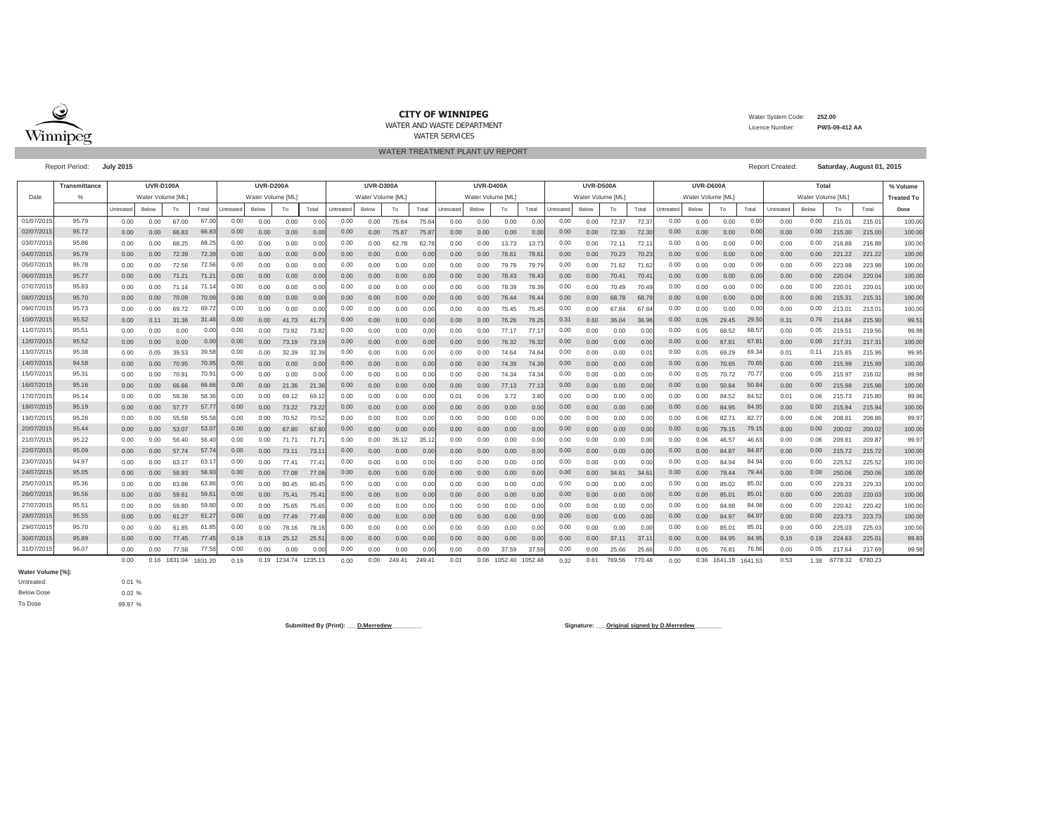**CITY OF WINNIPEG**
WATER AND WASTE DEPARTMENT
WATER SERVICES

Water System Code: **252.00**
Licence Number: **PWS-09-412 AA**

## WATER TREATMENT PLANT UV REPORT

Report Period: **July 2015**

Report Created: **Saturday, August 01, 2015**

| Date | Transmittance | UVR-D100A | | | | UVR-D200A | | | | UVR-D300A | | | | UVR-D400A | | | | UVR-D500A | | | | UVR-D600A | | | | Total | | | | % Volume |
|---|---|---|---|---|---|---|---|---|---|---|---|---|---|---|---|---|---|---|---|---|---|---|---|---|---|---|---|---|---|---|
| | % | Water Volume [ML] | | | | Water Volume [ML] | | | | Water Volume [ML] | | | | Water Volume [ML] | | | | Water Volume [ML] | | | | Water Volume [ML] | | | | Water Volume [ML] | | | | Treated To |
| | | Untreated | Below | To | Total | Untreated | Below | To | Total | Untreated | Below | To | Total | Untreated | Below | To | Total | Untreated | Below | To | Total | Untreated | Below | To | Total | Untreated | Below | To | Total | Dose |
| 01/07/2015 | 95.79 | 0.00 | 0.00 | 67.00 | 67.00 | 0.00 | 0.00 | 0.00 | 0.00 | 0.00 | 0.00 | 75.64 | 75.64 | 0.00 | 0.00 | 0.00 | 0.00 | 0.00 | 0.00 | 72.37 | 72.37 | 0.00 | 0.00 | 0.00 | 0.00 | 0.00 | 0.00 | 215.01 | 215.01 | 100.00 |
| 02/07/2015 | 95.72 | 0.00 | 0.00 | 66.83 | 66.83 | 0.00 | 0.00 | 0.00 | 0.00 | 0.00 | 0.00 | 75.87 | 75.87 | 0.00 | 0.00 | 0.00 | 0.00 | 0.00 | 0.00 | 72.30 | 72.30 | 0.00 | 0.00 | 0.00 | 0.00 | 0.00 | 0.00 | 215.00 | 215.00 | 100.00 |
| 03/07/2015 | 95.86 | 0.00 | 0.00 | 68.25 | 68.25 | 0.00 | 0.00 | 0.00 | 0.00 | 0.00 | 0.00 | 62.78 | 62.78 | 0.00 | 0.00 | 13.73 | 13.73 | 0.00 | 0.00 | 72.11 | 72.11 | 0.00 | 0.00 | 0.00 | 0.00 | 0.00 | 0.00 | 216.88 | 216.88 | 100.00 |
| 04/07/2015 | 95.79 | 0.00 | 0.00 | 72.39 | 72.39 | 0.00 | 0.00 | 0.00 | 0.00 | 0.00 | 0.00 | 0.00 | 0.00 | 0.00 | 0.00 | 78.61 | 78.61 | 0.00 | 0.00 | 70.23 | 70.23 | 0.00 | 0.00 | 0.00 | 0.00 | 0.00 | 0.00 | 221.22 | 221.22 | 100.00 |
| 05/07/2015 | 95.78 | 0.00 | 0.00 | 72.56 | 72.56 | 0.00 | 0.00 | 0.00 | 0.00 | 0.00 | 0.00 | 0.00 | 0.00 | 0.00 | 0.00 | 79.79 | 79.79 | 0.00 | 0.00 | 71.62 | 71.62 | 0.00 | 0.00 | 0.00 | 0.00 | 0.00 | 0.00 | 223.98 | 223.98 | 100.00 |
| 06/07/2015 | 95.77 | 0.00 | 0.00 | 71.21 | 71.21 | 0.00 | 0.00 | 0.00 | 0.00 | 0.00 | 0.00 | 0.00 | 0.00 | 0.00 | 0.00 | 78.43 | 78.43 | 0.00 | 0.00 | 70.41 | 70.41 | 0.00 | 0.00 | 0.00 | 0.00 | 0.00 | 0.00 | 220.04 | 220.04 | 100.00 |
| 07/07/2015 | 95.83 | 0.00 | 0.00 | 71.14 | 71.14 | 0.00 | 0.00 | 0.00 | 0.00 | 0.00 | 0.00 | 0.00 | 0.00 | 0.00 | 0.00 | 78.39 | 78.39 | 0.00 | 0.00 | 70.49 | 70.49 | 0.00 | 0.00 | 0.00 | 0.00 | 0.00 | 0.00 | 220.01 | 220.01 | 100.00 |
| 08/07/2015 | 95.70 | 0.00 | 0.00 | 70.09 | 70.09 | 0.00 | 0.00 | 0.00 | 0.00 | 0.00 | 0.00 | 0.00 | 0.00 | 0.00 | 0.00 | 76.44 | 76.44 | 0.00 | 0.00 | 68.78 | 68.78 | 0.00 | 0.00 | 0.00 | 0.00 | 0.00 | 0.00 | 215.31 | 215.31 | 100.00 |
| 09/07/2015 | 95.73 | 0.00 | 0.00 | 69.72 | 69.72 | 0.00 | 0.00 | 0.00 | 0.00 | 0.00 | 0.00 | 0.00 | 0.00 | 0.00 | 0.00 | 75.45 | 75.45 | 0.00 | 0.00 | 67.84 | 67.84 | 0.00 | 0.00 | 0.00 | 0.00 | 0.00 | 0.00 | 213.01 | 213.01 | 100.00 |
| 10/07/2015 | 95.52 | 0.00 | 0.11 | 31.36 | 31.46 | 0.00 | 0.00 | 41.73 | 41.73 | 0.00 | 0.00 | 0.00 | 0.00 | 0.00 | 0.00 | 76.26 | 76.26 | 0.31 | 0.60 | 36.04 | 36.96 | 0.00 | 0.05 | 29.45 | 29.50 | 0.31 | 0.76 | 214.84 | 215.90 | 99.51 |
| 11/07/2015 | 95.51 | 0.00 | 0.00 | 0.00 | 0.00 | 0.00 | 0.00 | 73.82 | 73.82 | 0.00 | 0.00 | 0.00 | 0.00 | 0.00 | 0.00 | 77.17 | 77.17 | 0.00 | 0.00 | 0.00 | 0.00 | 0.00 | 0.05 | 68.52 | 68.57 | 0.00 | 0.05 | 219.51 | 219.56 | 99.98 |
| 12/07/2015 | 95.52 | 0.00 | 0.00 | 0.00 | 0.00 | 0.00 | 0.00 | 73.19 | 73.19 | 0.00 | 0.00 | 0.00 | 0.00 | 0.00 | 0.00 | 76.32 | 76.32 | 0.00 | 0.00 | 0.00 | 0.00 | 0.00 | 0.00 | 67.81 | 67.81 | 0.00 | 0.00 | 217.31 | 217.31 | 100.00 |
| 13/07/2015 | 95.38 | 0.00 | 0.05 | 39.53 | 39.58 | 0.00 | 0.00 | 32.39 | 32.39 | 0.00 | 0.00 | 0.00 | 0.00 | 0.00 | 0.00 | 74.64 | 74.64 | 0.00 | 0.00 | 0.00 | 0.01 | 0.00 | 0.05 | 69.29 | 69.34 | 0.01 | 0.11 | 215.85 | 215.96 | 99.95 |
| 14/07/2015 | 94.58 | 0.00 | 0.00 | 70.95 | 70.95 | 0.00 | 0.00 | 0.00 | 0.00 | 0.00 | 0.00 | 0.00 | 0.00 | 0.00 | 0.00 | 74.39 | 74.39 | 0.00 | 0.00 | 0.00 | 0.00 | 0.00 | 0.00 | 70.65 | 70.65 | 0.00 | 0.00 | 215.99 | 215.99 | 100.00 |
| 15/07/2015 | 95.31 | 0.00 | 0.00 | 70.91 | 70.91 | 0.00 | 0.00 | 0.00 | 0.00 | 0.00 | 0.00 | 0.00 | 0.00 | 0.00 | 0.00 | 74.34 | 74.34 | 0.00 | 0.00 | 0.00 | 0.00 | 0.00 | 0.05 | 70.72 | 70.77 | 0.00 | 0.05 | 215.97 | 216.02 | 99.98 |
| 16/07/2015 | 95.16 | 0.00 | 0.00 | 66.66 | 66.66 | 0.00 | 0.00 | 21.36 | 21.36 | 0.00 | 0.00 | 0.00 | 0.00 | 0.00 | 0.00 | 77.13 | 77.13 | 0.00 | 0.00 | 0.00 | 0.00 | 0.00 | 0.00 | 50.84 | 50.84 | 0.00 | 0.00 | 215.98 | 215.98 | 100.00 |
| 17/07/2015 | 95.14 | 0.00 | 0.00 | 58.36 | 58.36 | 0.00 | 0.00 | 69.12 | 69.12 | 0.00 | 0.00 | 0.00 | 0.00 | 0.01 | 0.06 | 3.72 | 3.80 | 0.00 | 0.00 | 0.00 | 0.00 | 0.00 | 0.00 | 84.52 | 84.52 | 0.01 | 0.06 | 215.73 | 215.80 | 99.96 |
| 18/07/2015 | 95.19 | 0.00 | 0.00 | 57.77 | 57.77 | 0.00 | 0.00 | 73.22 | 73.22 | 0.00 | 0.00 | 0.00 | 0.00 | 0.00 | 0.00 | 0.00 | 0.00 | 0.00 | 0.00 | 0.00 | 0.00 | 0.00 | 0.00 | 84.95 | 84.95 | 0.00 | 0.00 | 215.94 | 215.94 | 100.00 |
| 19/07/2015 | 95.28 | 0.00 | 0.00 | 55.58 | 55.58 | 0.00 | 0.00 | 70.52 | 70.52 | 0.00 | 0.00 | 0.00 | 0.00 | 0.00 | 0.00 | 0.00 | 0.00 | 0.00 | 0.00 | 0.00 | 0.00 | 0.00 | 0.06 | 82.71 | 82.77 | 0.00 | 0.06 | 208.81 | 208.86 | 99.97 |
| 20/07/2015 | 95.44 | 0.00 | 0.00 | 53.07 | 53.07 | 0.00 | 0.00 | 67.80 | 67.80 | 0.00 | 0.00 | 0.00 | 0.00 | 0.00 | 0.00 | 0.00 | 0.00 | 0.00 | 0.00 | 0.00 | 0.00 | 0.00 | 0.00 | 79.15 | 79.15 | 0.00 | 0.00 | 200.02 | 200.02 | 100.00 |
| 21/07/2015 | 95.22 | 0.00 | 0.00 | 56.40 | 56.40 | 0.00 | 0.00 | 71.71 | 71.71 | 0.00 | 0.00 | 35.12 | 35.12 | 0.00 | 0.00 | 0.00 | 0.00 | 0.00 | 0.00 | 0.00 | 0.00 | 0.00 | 0.06 | 46.57 | 46.63 | 0.00 | 0.06 | 209.81 | 209.87 | 99.97 |
| 22/07/2015 | 95.09 | 0.00 | 0.00 | 57.74 | 57.74 | 0.00 | 0.00 | 73.11 | 73.11 | 0.00 | 0.00 | 0.00 | 0.00 | 0.00 | 0.00 | 0.00 | 0.00 | 0.00 | 0.00 | 0.00 | 0.00 | 0.00 | 0.00 | 84.87 | 84.87 | 0.00 | 0.00 | 215.72 | 215.72 | 100.00 |
| 23/07/2015 | 94.97 | 0.00 | 0.00 | 63.17 | 63.17 | 0.00 | 0.00 | 77.41 | 77.41 | 0.00 | 0.00 | 0.00 | 0.00 | 0.00 | 0.00 | 0.00 | 0.00 | 0.00 | 0.00 | 0.00 | 0.00 | 0.00 | 0.00 | 84.94 | 84.94 | 0.00 | 0.00 | 225.52 | 225.52 | 100.00 |
| 24/07/2015 | 95.05 | 0.00 | 0.00 | 58.93 | 58.93 | 0.00 | 0.00 | 77.08 | 77.08 | 0.00 | 0.00 | 0.00 | 0.00 | 0.00 | 0.00 | 0.00 | 0.00 | 0.00 | 0.00 | 34.61 | 34.61 | 0.00 | 0.00 | 79.44 | 79.44 | 0.00 | 0.00 | 250.06 | 250.06 | 100.00 |
| 25/07/2015 | 95.36 | 0.00 | 0.00 | 63.86 | 63.86 | 0.00 | 0.00 | 80.45 | 80.45 | 0.00 | 0.00 | 0.00 | 0.00 | 0.00 | 0.00 | 0.00 | 0.00 | 0.00 | 0.00 | 0.00 | 0.00 | 0.00 | 0.00 | 85.02 | 85.02 | 0.00 | 0.00 | 229.33 | 229.33 | 100.00 |
| 26/07/2015 | 95.56 | 0.00 | 0.00 | 59.61 | 59.61 | 0.00 | 0.00 | 75.41 | 75.41 | 0.00 | 0.00 | 0.00 | 0.00 | 0.00 | 0.00 | 0.00 | 0.00 | 0.00 | 0.00 | 0.00 | 0.00 | 0.00 | 0.00 | 85.01 | 85.01 | 0.00 | 0.00 | 220.03 | 220.03 | 100.00 |
| 27/07/2015 | 95.51 | 0.00 | 0.00 | 59.80 | 59.80 | 0.00 | 0.00 | 75.65 | 75.65 | 0.00 | 0.00 | 0.00 | 0.00 | 0.00 | 0.00 | 0.00 | 0.00 | 0.00 | 0.00 | 0.00 | 0.00 | 0.00 | 0.00 | 84.98 | 84.98 | 0.00 | 0.00 | 220.42 | 220.42 | 100.00 |
| 28/07/2015 | 95.55 | 0.00 | 0.00 | 61.27 | 61.27 | 0.00 | 0.00 | 77.49 | 77.49 | 0.00 | 0.00 | 0.00 | 0.00 | 0.00 | 0.00 | 0.00 | 0.00 | 0.00 | 0.00 | 0.00 | 0.00 | 0.00 | 0.00 | 84.97 | 84.97 | 0.00 | 0.00 | 223.73 | 223.73 | 100.00 |
| 29/07/2015 | 95.70 | 0.00 | 0.00 | 61.85 | 61.85 | 0.00 | 0.00 | 78.16 | 78.16 | 0.00 | 0.00 | 0.00 | 0.00 | 0.00 | 0.00 | 0.00 | 0.00 | 0.00 | 0.00 | 0.00 | 0.00 | 0.00 | 0.00 | 85.01 | 85.01 | 0.00 | 0.00 | 225.03 | 225.03 | 100.00 |
| 30/07/2015 | 95.89 | 0.00 | 0.00 | 77.45 | 77.45 | 0.19 | 0.19 | 25.12 | 25.51 | 0.00 | 0.00 | 0.00 | 0.00 | 0.00 | 0.00 | 0.00 | 0.00 | 0.00 | 0.00 | 37.11 | 37.11 | 0.00 | 0.00 | 84.95 | 84.95 | 0.19 | 0.19 | 224.63 | 225.01 | 99.83 |
| 31/07/2015 | 96.07 | 0.00 | 0.00 | 77.58 | 77.58 | 0.00 | 0.00 | 0.00 | 0.00 | 0.00 | 0.00 | 0.00 | 0.00 | 0.00 | 0.00 | 37.59 | 37.59 | 0.00 | 0.00 | 25.66 | 25.66 | 0.00 | 0.05 | 76.81 | 76.86 | 0.00 | 0.05 | 217.64 | 217.69 | 99.98 |
| | | 0.00 | 0.16 | 1831.04 | 1831.20 | 0.19 | 0.19 | 1234.74 | 1235.13 | 0.00 | 0.00 | 249.41 | 249.41 | 0.01 | 0.06 | 1052.40 | 1052.48 | 0.32 | 0.61 | 769.56 | 770.48 | 0.00 | 0.36 | 1641.18 | 1641.53 | 0.53 | 1.38 | 6778.32 | 6780.23 | |

**Water Volume [%]:**

Untreated: 0.01 %
Below Dose 0.02 %
To Dose 99.97 %

**Submitted By (Print): ___D.Merredew________**

**Signature: ___Original signed by D.Merredew________**